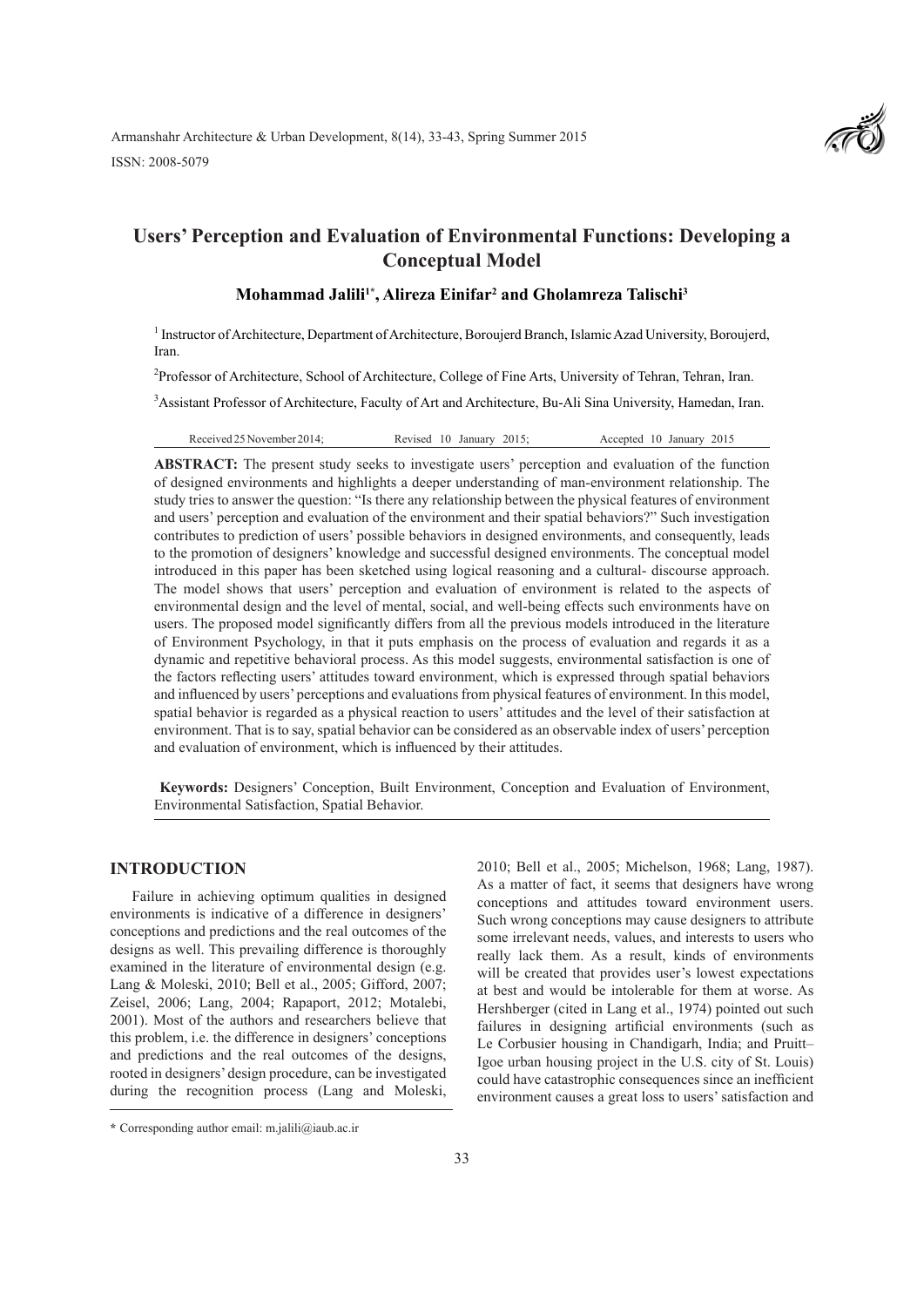# Users' Perception and Evaluation of Environmental Functions: Developing a Conceptual Model

**Mohammad Jalili[1*], Alireza Einifar[2] and Gholamreza Talischi[3]**

[1] Instructor of Architecture, Department of Architecture, Boroujerd Branch, Islamic Azad University, Boroujerd, Iran.

[2] Professor of Architecture, School of Architecture, College of Fine Arts, University of Tehran, Tehran, Iran.

[3] Assistant Professor of Architecture, Faculty of Art and Architecture, Bu-Ali Sina University, Hamedan, Iran.

Received 25 November 2014; Revised 10 January 2015; Accepted 10 January 2015

**ABSTRACT:** The present study seeks to investigate users' perception and evaluation of the function of designed environments and highlights a deeper understanding of man-environment relationship. The study tries to answer the question: "Is there any relationship between the physical features of environment and users' perception and evaluation of the environment and their spatial behaviors?" Such investigation contributes to prediction of users' possible behaviors in designed environments, and consequently, leads to the promotion of designers' knowledge and successful designed environments. The conceptual model introduced in this paper has been sketched using logical reasoning and a cultural- discourse approach. The model shows that users' perception and evaluation of environment is related to the aspects of environmental design and the level of mental, social, and well-being effects such environments have on users. The proposed model significantly differs from all the previous models introduced in the literature of Environment Psychology, in that it puts emphasis on the process of evaluation and regards it as a dynamic and repetitive behavioral process. As this model suggests, environmental satisfaction is one of the factors reflecting users' attitudes toward environment, which is expressed through spatial behaviors and influenced by users' perceptions and evaluations from physical features of environment. In this model, spatial behavior is regarded as a physical reaction to users' attitudes and the level of their satisfaction at environment. That is to say, spatial behavior can be considered as an observable index of users' perception and evaluation of environment, which is influenced by their attitudes.

**Keywords:** Designers' Conception, Built Environment, Conception and Evaluation of Environment, Environmental Satisfaction, Spatial Behavior.

## INTRODUCTION

Failure in achieving optimum qualities in designed environments is indicative of a difference in designers' conceptions and predictions and the real outcomes of the designs as well. This prevailing difference is thoroughly examined in the literature of environmental design (e.g. Lang & Moleski, 2010; Bell et al., 2005; Gifford, 2007; Zeisel, 2006; Lang, 2004; Rapaport, 2012; Motalebi, 2001). Most of the authors and researchers believe that this problem, i.e. the difference in designers' conceptions and predictions and the real outcomes of the designs, rooted in designers' design procedure, can be investigated during the recognition process (Lang and Moleski, 2010; Bell et al., 2005; Michelson, 1968; Lang, 1987). As a matter of fact, it seems that designers have wrong conceptions and attitudes toward environment users. Such wrong conceptions may cause designers to attribute some irrelevant needs, values, and interests to users who really lack them. As a result, kinds of environments will be created that provides user's lowest expectations at best and would be intolerable for them at worse. As Hershberger (cited in Lang et al., 1974) pointed out such failures in designing artificial environments (such as Le Corbusier housing in Chandigarh, India; and Pruitt–Igoe urban housing project in the U.S. city of St. Louis) could have catastrophic consequences since an inefficient environment causes a great loss to users' satisfaction and

\* Corresponding author email: m.jalili@iaub.ac.ir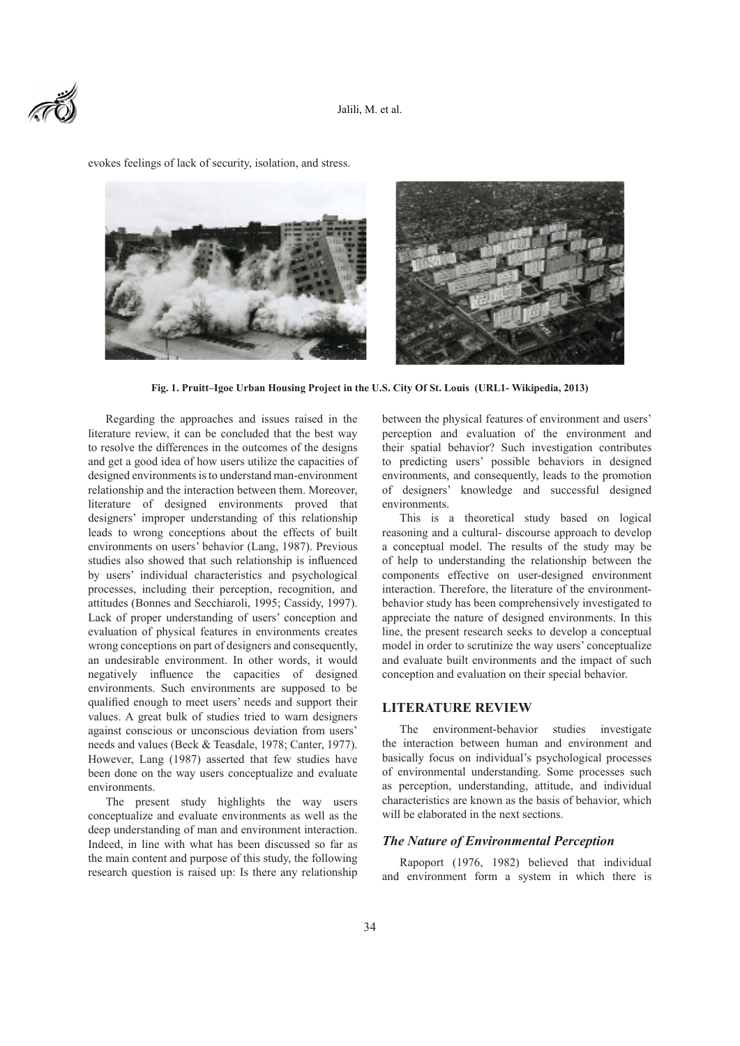evokes feelings of lack of security, isolation, and stress.

**Fig. 1. Pruitt–Igoe Urban Housing Project in the U.S. City Of St. Louis (URL1- Wikipedia, 2013)**

Regarding the approaches and issues raised in the literature review, it can be concluded that the best way to resolve the differences in the outcomes of the designs and get a good idea of how users utilize the capacities of designed environments is to understand man-environment relationship and the interaction between them. Moreover, literature of designed environments proved that designers' improper understanding of this relationship leads to wrong conceptions about the effects of built environments on users' behavior (Lang, 1987). Previous studies also showed that such relationship is influenced by users' individual characteristics and psychological processes, including their perception, recognition, and attitudes (Bonnes and Secchiaroli, 1995; Cassidy, 1997). Lack of proper understanding of users' conception and evaluation of physical features in environments creates wrong conceptions on part of designers and consequently, an undesirable environment. In other words, it would negatively influence the capacities of designed environments. Such environments are supposed to be qualified enough to meet users' needs and support their values. A great bulk of studies tried to warn designers against conscious or unconscious deviation from users' needs and values (Beck & Teasdale, 1978; Canter, 1977). However, Lang (1987) asserted that few studies have been done on the way users conceptualize and evaluate environments.

The present study highlights the way users conceptualize and evaluate environments as well as the deep understanding of man and environment interaction. Indeed, in line with what has been discussed so far as the main content and purpose of this study, the following research question is raised up: Is there any relationship between the physical features of environment and users' perception and evaluation of the environment and their spatial behavior? Such investigation contributes to predicting users' possible behaviors in designed environments, and consequently, leads to the promotion of designers' knowledge and successful designed environments.

This is a theoretical study based on logical reasoning and a cultural- discourse approach to develop a conceptual model. The results of the study may be of help to understanding the relationship between the components effective on user-designed environment interaction. Therefore, the literature of the environment-behavior study has been comprehensively investigated to appreciate the nature of designed environments. In this line, the present research seeks to develop a conceptual model in order to scrutinize the way users' conceptualize and evaluate built environments and the impact of such conception and evaluation on their special behavior.

## LITERATURE REVIEW

The environment-behavior studies investigate the interaction between human and environment and basically focus on individual's psychological processes of environmental understanding. Some processes such as perception, understanding, attitude, and individual characteristics are known as the basis of behavior, which will be elaborated in the next sections.

### *The Nature of Environmental Perception*

Rapoport (1976, 1982) believed that individual and environment form a system in which there is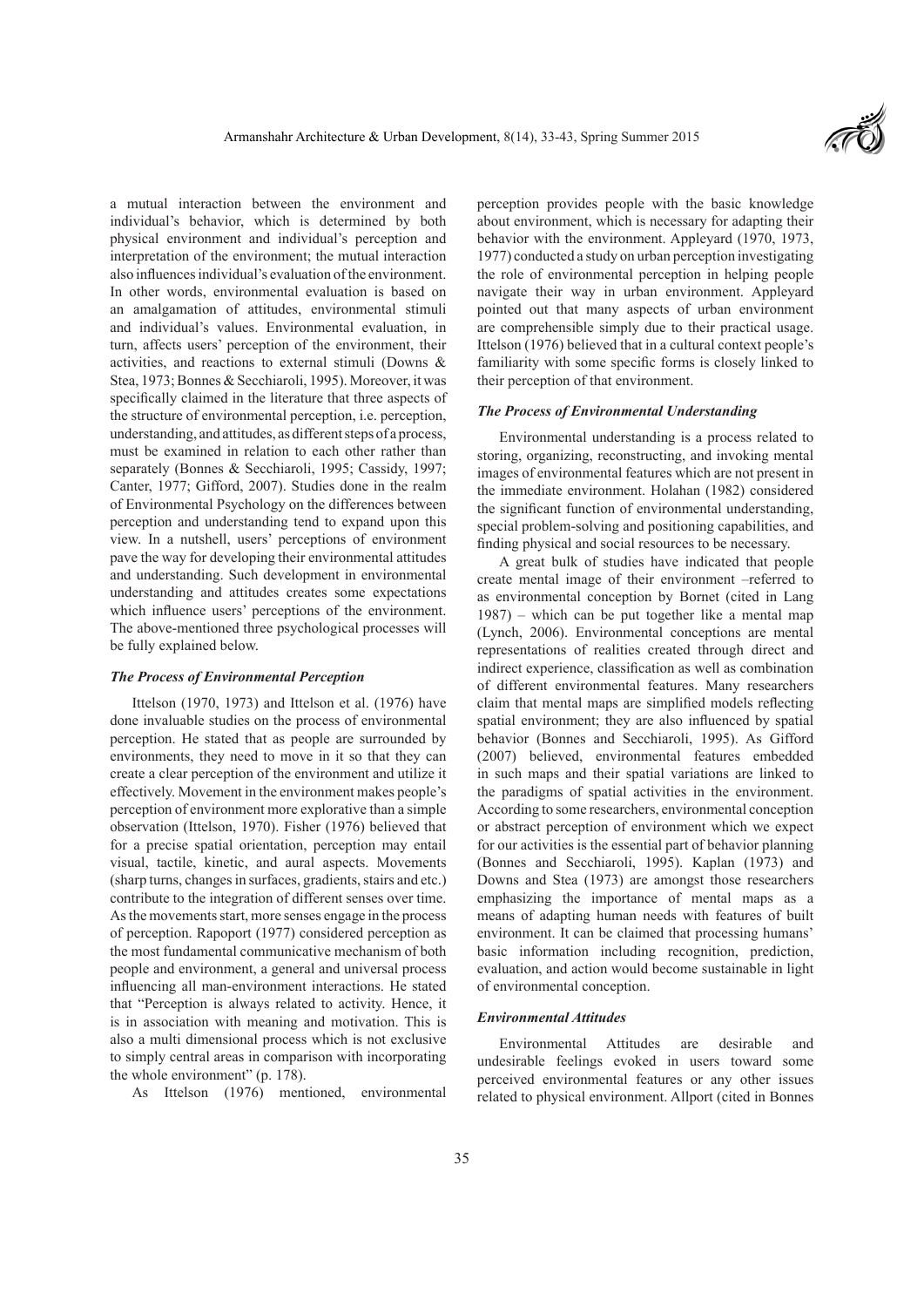a mutual interaction between the environment and individual's behavior, which is determined by both physical environment and individual's perception and interpretation of the environment; the mutual interaction also influences individual's evaluation of the environment. In other words, environmental evaluation is based on an amalgamation of attitudes, environmental stimuli and individual's values. Environmental evaluation, in turn, affects users' perception of the environment, their activities, and reactions to external stimuli (Downs & Stea, 1973; Bonnes & Secchiaroli, 1995). Moreover, it was specifically claimed in the literature that three aspects of the structure of environmental perception, i.e. perception, understanding, and attitudes, as different steps of a process, must be examined in relation to each other rather than separately (Bonnes & Secchiaroli, 1995; Cassidy, 1997; Canter, 1977; Gifford, 2007). Studies done in the realm of Environmental Psychology on the differences between perception and understanding tend to expand upon this view. In a nutshell, users' perceptions of environment pave the way for developing their environmental attitudes and understanding. Such development in environmental understanding and attitudes creates some expectations which influence users' perceptions of the environment. The above-mentioned three psychological processes will be fully explained below.

### *The Process of Environmental Perception*

Ittelson (1970, 1973) and Ittelson et al. (1976) have done invaluable studies on the process of environmental perception. He stated that as people are surrounded by environments, they need to move in it so that they can create a clear perception of the environment and utilize it effectively. Movement in the environment makes people's perception of environment more explorative than a simple observation (Ittelson, 1970). Fisher (1976) believed that for a precise spatial orientation, perception may entail visual, tactile, kinetic, and aural aspects. Movements (sharp turns, changes in surfaces, gradients, stairs and etc.) contribute to the integration of different senses over time. As the movements start, more senses engage in the process of perception. Rapoport (1977) considered perception as the most fundamental communicative mechanism of both people and environment, a general and universal process influencing all man-environment interactions. He stated that "Perception is always related to activity. Hence, it is in association with meaning and motivation. This is also a multi dimensional process which is not exclusive to simply central areas in comparison with incorporating the whole environment" (p. 178).

As Ittelson (1976) mentioned, environmental perception provides people with the basic knowledge about environment, which is necessary for adapting their behavior with the environment. Appleyard (1970, 1973, 1977) conducted a study on urban perception investigating the role of environmental perception in helping people navigate their way in urban environment. Appleyard pointed out that many aspects of urban environment are comprehensible simply due to their practical usage. Ittelson (1976) believed that in a cultural context people's familiarity with some specific forms is closely linked to their perception of that environment.

### *The Process of Environmental Understanding*

Environmental understanding is a process related to storing, organizing, reconstructing, and invoking mental images of environmental features which are not present in the immediate environment. Holahan (1982) considered the significant function of environmental understanding, special problem-solving and positioning capabilities, and finding physical and social resources to be necessary.

A great bulk of studies have indicated that people create mental image of their environment –referred to as environmental conception by Bornet (cited in Lang 1987) – which can be put together like a mental map (Lynch, 2006). Environmental conceptions are mental representations of realities created through direct and indirect experience, classification as well as combination of different environmental features. Many researchers claim that mental maps are simplified models reflecting spatial environment; they are also influenced by spatial behavior (Bonnes and Secchiaroli, 1995). As Gifford (2007) believed, environmental features embedded in such maps and their spatial variations are linked to the paradigms of spatial activities in the environment. According to some researchers, environmental conception or abstract perception of environment which we expect for our activities is the essential part of behavior planning (Bonnes and Secchiaroli, 1995). Kaplan (1973) and Downs and Stea (1973) are amongst those researchers emphasizing the importance of mental maps as a means of adapting human needs with features of built environment. It can be claimed that processing humans' basic information including recognition, prediction, evaluation, and action would become sustainable in light of environmental conception.

### *Environmental Attitudes*

Environmental Attitudes are desirable and undesirable feelings evoked in users toward some perceived environmental features or any other issues related to physical environment. Allport (cited in Bonnes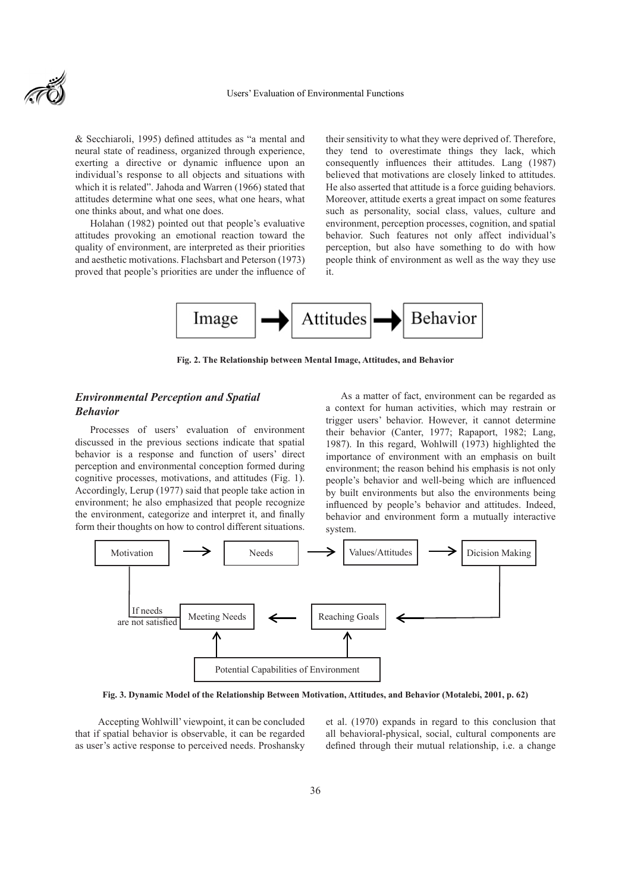& Secchiaroli, 1995) defined attitudes as "a mental and neural state of readiness, organized through experience, exerting a directive or dynamic influence upon an individual's response to all objects and situations with which it is related". Jahoda and Warren (1966) stated that attitudes determine what one sees, what one hears, what one thinks about, and what one does.

Holahan (1982) pointed out that people's evaluative attitudes provoking an emotional reaction toward the quality of environment, are interpreted as their priorities and aesthetic motivations. Flachsbart and Peterson (1973) proved that people's priorities are under the influence of their sensitivity to what they were deprived of. Therefore, they tend to overestimate things they lack, which consequently influences their attitudes. Lang (1987) believed that motivations are closely linked to attitudes. He also asserted that attitude is a force guiding behaviors. Moreover, attitude exerts a great impact on some features such as personality, social class, values, culture and environment, perception processes, cognition, and spatial behavior. Such features not only affect individual's perception, but also have something to do with how people think of environment as well as the way they use it.

Image → Attitudes → Behavior

**Fig. 2. The Relationship between Mental Image, Attitudes, and Behavior**

### *Environmental Perception and Spatial Behavior*

Processes of users' evaluation of environment discussed in the previous sections indicate that spatial behavior is a response and function of users' direct perception and environmental conception formed during cognitive processes, motivations, and attitudes (Fig. 1). Accordingly, Lerup (1977) said that people take action in environment; he also emphasized that people recognize the environment, categorize and interpret it, and finally form their thoughts on how to control different situations.

As a matter of fact, environment can be regarded as a context for human activities, which may restrain or trigger users' behavior. However, it cannot determine their behavior (Canter, 1977; Rapaport, 1982; Lang, 1987). In this regard, Wohlwill (1973) highlighted the importance of environment with an emphasis on built environment; the reason behind his emphasis is not only people's behavior and well-being which are influenced by built environments but also the environments being influenced by people's behavior and attitudes. Indeed, behavior and environment form a mutually interactive system.

Motivation → Needs → Values/Attitudes → Dicision Making → Reaching Goals → Meeting Needs → (If needs are not satisfied) Motivation

Potential Capabilities of Environment → Reaching Goals; Potential Capabilities of Environment → Meeting Needs

**Fig. 3. Dynamic Model of the Relationship Between Motivation, Attitudes, and Behavior (Motalebi, 2001, p. 62)**

Accepting Wohlwill' viewpoint, it can be concluded that if spatial behavior is observable, it can be regarded as user's active response to perceived needs. Proshansky et al. (1970) expands in regard to this conclusion that all behavioral-physical, social, cultural components are defined through their mutual relationship, i.e. a change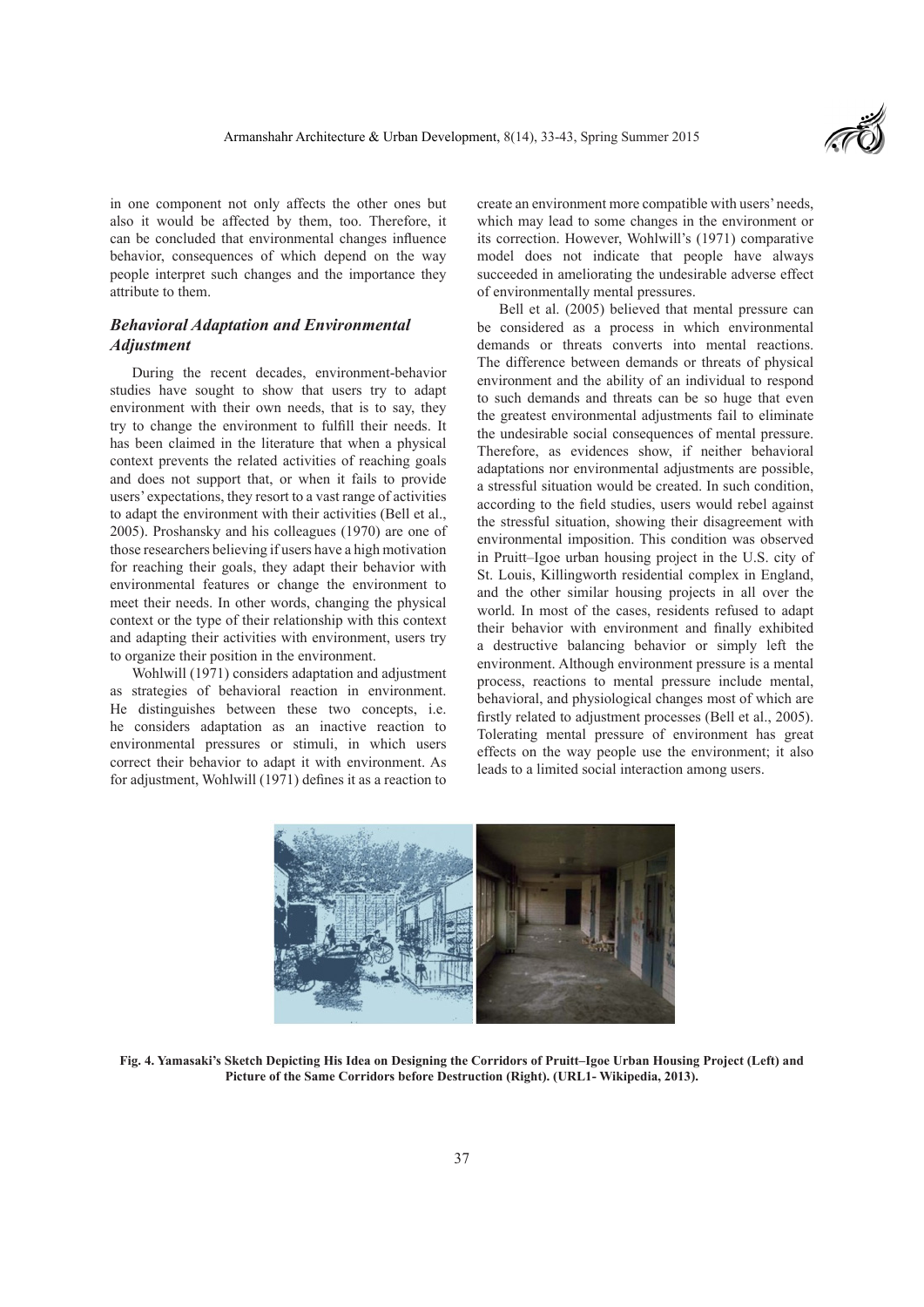in one component not only affects the other ones but also it would be affected by them, too. Therefore, it can be concluded that environmental changes influence behavior, consequences of which depend on the way people interpret such changes and the importance they attribute to them.

### *Behavioral Adaptation and Environmental Adjustment*

During the recent decades, environment-behavior studies have sought to show that users try to adapt environment with their own needs, that is to say, they try to change the environment to fulfill their needs. It has been claimed in the literature that when a physical context prevents the related activities of reaching goals and does not support that, or when it fails to provide users' expectations, they resort to a vast range of activities to adapt the environment with their activities (Bell et al., 2005). Proshansky and his colleagues (1970) are one of those researchers believing if users have a high motivation for reaching their goals, they adapt their behavior with environmental features or change the environment to meet their needs. In other words, changing the physical context or the type of their relationship with this context and adapting their activities with environment, users try to organize their position in the environment.

Wohlwill (1971) considers adaptation and adjustment as strategies of behavioral reaction in environment. He distinguishes between these two concepts, i.e. he considers adaptation as an inactive reaction to environmental pressures or stimuli, in which users correct their behavior to adapt it with environment. As for adjustment, Wohlwill (1971) defines it as a reaction to create an environment more compatible with users' needs, which may lead to some changes in the environment or its correction. However, Wohlwill's (1971) comparative model does not indicate that people have always succeeded in ameliorating the undesirable adverse effect of environmentally mental pressures.

Bell et al. (2005) believed that mental pressure can be considered as a process in which environmental demands or threats converts into mental reactions. The difference between demands or threats of physical environment and the ability of an individual to respond to such demands and threats can be so huge that even the greatest environmental adjustments fail to eliminate the undesirable social consequences of mental pressure. Therefore, as evidences show, if neither behavioral adaptations nor environmental adjustments are possible, a stressful situation would be created. In such condition, according to the field studies, users would rebel against the stressful situation, showing their disagreement with environmental imposition. This condition was observed in Pruitt–Igoe urban housing project in the U.S. city of St. Louis, Killingworth residential complex in England, and the other similar housing projects in all over the world. In most of the cases, residents refused to adapt their behavior with environment and finally exhibited a destructive balancing behavior or simply left the environment. Although environment pressure is a mental process, reactions to mental pressure include mental, behavioral, and physiological changes most of which are firstly related to adjustment processes (Bell et al., 2005). Tolerating mental pressure of environment has great effects on the way people use the environment; it also leads to a limited social interaction among users.

**Fig. 4. Yamasaki's Sketch Depicting His Idea on Designing the Corridors of Pruitt–Igoe Urban Housing Project (Left) and Picture of the Same Corridors before Destruction (Right). (URL1- Wikipedia, 2013).**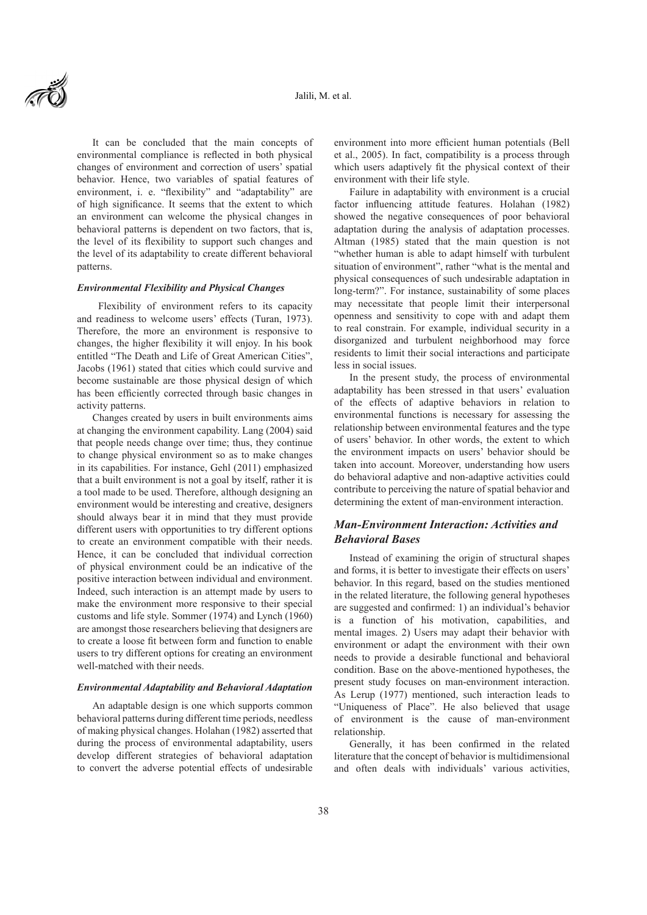It can be concluded that the main concepts of environmental compliance is reflected in both physical changes of environment and correction of users' spatial behavior. Hence, two variables of spatial features of environment, i. e. "flexibility" and "adaptability" are of high significance. It seems that the extent to which an environment can welcome the physical changes in behavioral patterns is dependent on two factors, that is, the level of its flexibility to support such changes and the level of its adaptability to create different behavioral patterns.

#### *Environmental Flexibility and Physical Changes*

Flexibility of environment refers to its capacity and readiness to welcome users' effects (Turan, 1973). Therefore, the more an environment is responsive to changes, the higher flexibility it will enjoy. In his book entitled "The Death and Life of Great American Cities", Jacobs (1961) stated that cities which could survive and become sustainable are those physical design of which has been efficiently corrected through basic changes in activity patterns.

Changes created by users in built environments aims at changing the environment capability. Lang (2004) said that people needs change over time; thus, they continue to change physical environment so as to make changes in its capabilities. For instance, Gehl (2011) emphasized that a built environment is not a goal by itself, rather it is a tool made to be used. Therefore, although designing an environment would be interesting and creative, designers should always bear it in mind that they must provide different users with opportunities to try different options to create an environment compatible with their needs. Hence, it can be concluded that individual correction of physical environment could be an indicative of the positive interaction between individual and environment. Indeed, such interaction is an attempt made by users to make the environment more responsive to their special customs and life style. Sommer (1974) and Lynch (1960) are amongst those researchers believing that designers are to create a loose fit between form and function to enable users to try different options for creating an environment well-matched with their needs.

#### *Environmental Adaptability and Behavioral Adaptation*

An adaptable design is one which supports common behavioral patterns during different time periods, needless of making physical changes. Holahan (1982) asserted that during the process of environmental adaptability, users develop different strategies of behavioral adaptation to convert the adverse potential effects of undesirable environment into more efficient human potentials (Bell et al., 2005). In fact, compatibility is a process through which users adaptively fit the physical context of their environment with their life style.

Failure in adaptability with environment is a crucial factor influencing attitude features. Holahan (1982) showed the negative consequences of poor behavioral adaptation during the analysis of adaptation processes. Altman (1985) stated that the main question is not "whether human is able to adapt himself with turbulent situation of environment", rather "what is the mental and physical consequences of such undesirable adaptation in long-term?". For instance, sustainability of some places may necessitate that people limit their interpersonal openness and sensitivity to cope with and adapt them to real constrain. For example, individual security in a disorganized and turbulent neighborhood may force residents to limit their social interactions and participate less in social issues.

In the present study, the process of environmental adaptability has been stressed in that users' evaluation of the effects of adaptive behaviors in relation to environmental functions is necessary for assessing the relationship between environmental features and the type of users' behavior. In other words, the extent to which the environment impacts on users' behavior should be taken into account. Moreover, understanding how users do behavioral adaptive and non-adaptive activities could contribute to perceiving the nature of spatial behavior and determining the extent of man-environment interaction.

### *Man-Environment Interaction: Activities and Behavioral Bases*

Instead of examining the origin of structural shapes and forms, it is better to investigate their effects on users' behavior. In this regard, based on the studies mentioned in the related literature, the following general hypotheses are suggested and confirmed: 1) an individual's behavior is a function of his motivation, capabilities, and mental images. 2) Users may adapt their behavior with environment or adapt the environment with their own needs to provide a desirable functional and behavioral condition. Base on the above-mentioned hypotheses, the present study focuses on man-environment interaction. As Lerup (1977) mentioned, such interaction leads to "Uniqueness of Place". He also believed that usage of environment is the cause of man-environment relationship.

Generally, it has been confirmed in the related literature that the concept of behavior is multidimensional and often deals with individuals' various activities,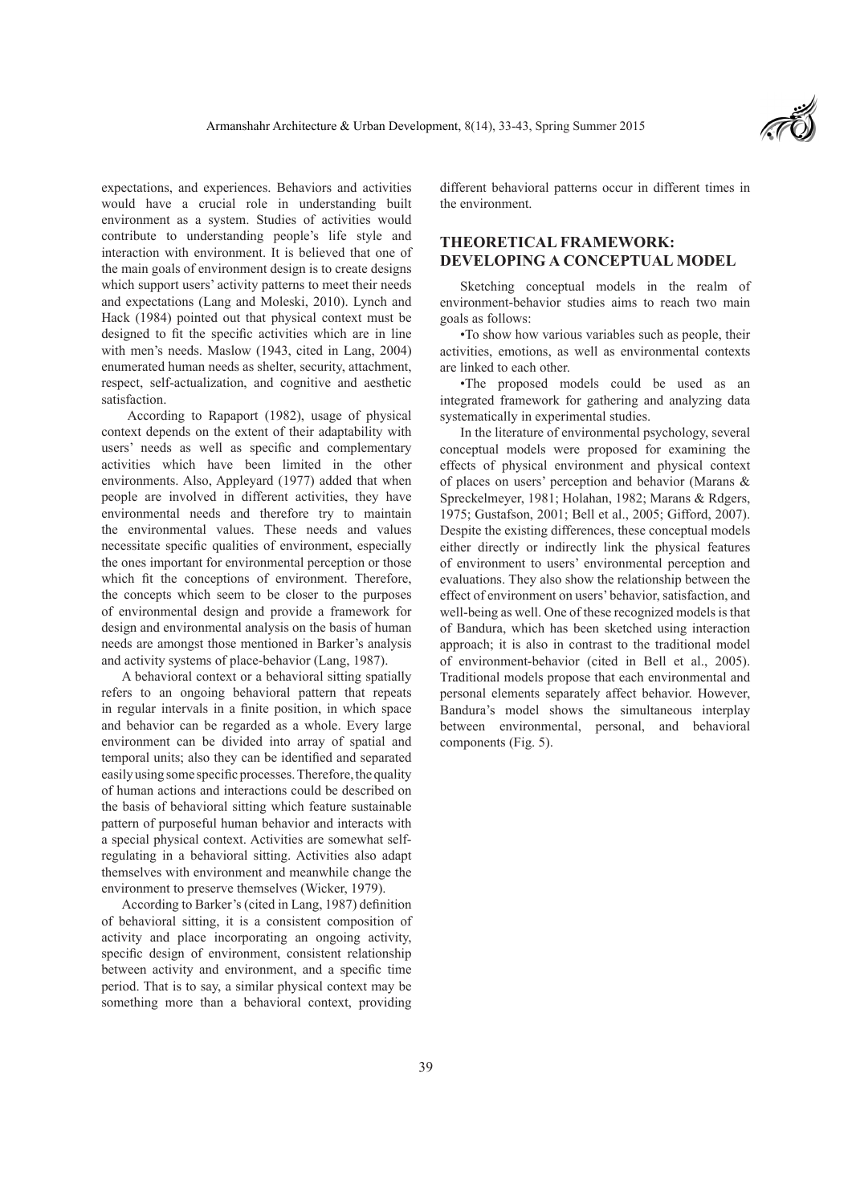expectations, and experiences. Behaviors and activities would have a crucial role in understanding built environment as a system. Studies of activities would contribute to understanding people's life style and interaction with environment. It is believed that one of the main goals of environment design is to create designs which support users' activity patterns to meet their needs and expectations (Lang and Moleski, 2010). Lynch and Hack (1984) pointed out that physical context must be designed to fit the specific activities which are in line with men's needs. Maslow (1943, cited in Lang, 2004) enumerated human needs as shelter, security, attachment, respect, self-actualization, and cognitive and aesthetic satisfaction.

According to Rapaport (1982), usage of physical context depends on the extent of their adaptability with users' needs as well as specific and complementary activities which have been limited in the other environments. Also, Appleyard (1977) added that when people are involved in different activities, they have environmental needs and therefore try to maintain the environmental values. These needs and values necessitate specific qualities of environment, especially the ones important for environmental perception or those which fit the conceptions of environment. Therefore, the concepts which seem to be closer to the purposes of environmental design and provide a framework for design and environmental analysis on the basis of human needs are amongst those mentioned in Barker's analysis and activity systems of place-behavior (Lang, 1987).

A behavioral context or a behavioral sitting spatially refers to an ongoing behavioral pattern that repeats in regular intervals in a finite position, in which space and behavior can be regarded as a whole. Every large environment can be divided into array of spatial and temporal units; also they can be identified and separated easily using some specific processes. Therefore, the quality of human actions and interactions could be described on the basis of behavioral sitting which feature sustainable pattern of purposeful human behavior and interacts with a special physical context. Activities are somewhat self-regulating in a behavioral sitting. Activities also adapt themselves with environment and meanwhile change the environment to preserve themselves (Wicker, 1979).

According to Barker's (cited in Lang, 1987) definition of behavioral sitting, it is a consistent composition of activity and place incorporating an ongoing activity, specific design of environment, consistent relationship between activity and environment, and a specific time period. That is to say, a similar physical context may be something more than a behavioral context, providing different behavioral patterns occur in different times in the environment.

## THEORETICAL FRAMEWORK: DEVELOPING A CONCEPTUAL MODEL

Sketching conceptual models in the realm of environment-behavior studies aims to reach two main goals as follows:

•To show how various variables such as people, their activities, emotions, as well as environmental contexts are linked to each other.

•The proposed models could be used as an integrated framework for gathering and analyzing data systematically in experimental studies.

In the literature of environmental psychology, several conceptual models were proposed for examining the effects of physical environment and physical context of places on users' perception and behavior (Marans & Spreckelmeyer, 1981; Holahan, 1982; Marans & Rdgers, 1975; Gustafson, 2001; Bell et al., 2005; Gifford, 2007). Despite the existing differences, these conceptual models either directly or indirectly link the physical features of environment to users' environmental perception and evaluations. They also show the relationship between the effect of environment on users' behavior, satisfaction, and well-being as well. One of these recognized models is that of Bandura, which has been sketched using interaction approach; it is also in contrast to the traditional model of environment-behavior (cited in Bell et al., 2005). Traditional models propose that each environmental and personal elements separately affect behavior. However, Bandura's model shows the simultaneous interplay between environmental, personal, and behavioral components (Fig. 5).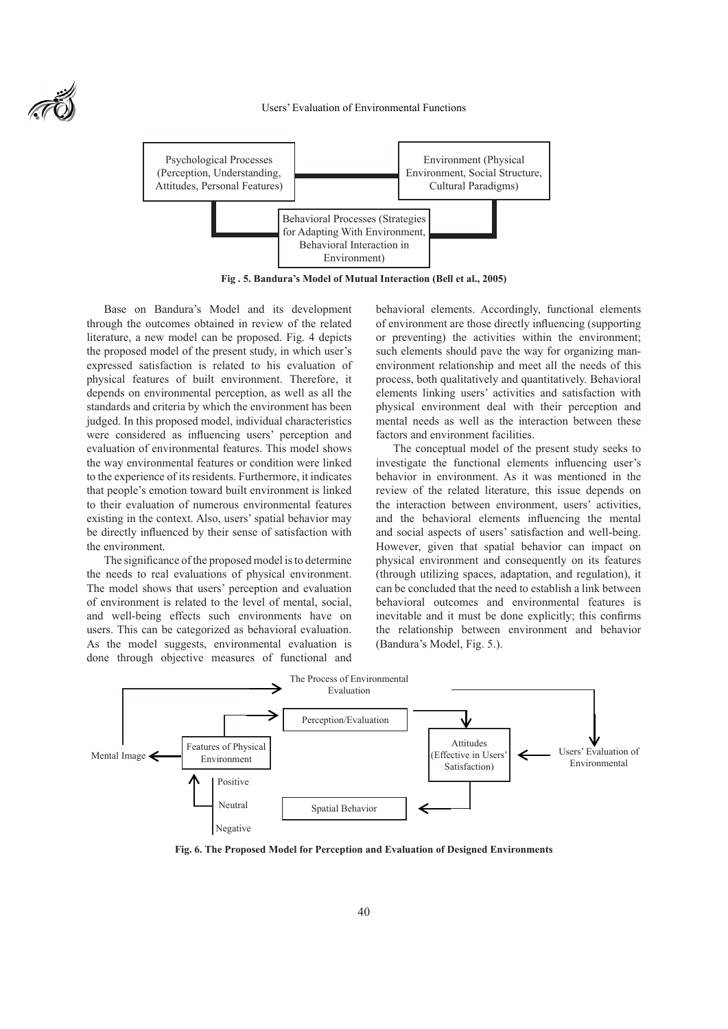Psychological Processes (Perception, Understanding, Attitudes, Personal Features)

Environment (Physical Environment, Social Structure, Cultural Paradigms)

Behavioral Processes (Strategies for Adapting With Environment, Behavioral Interaction in Environment)

**Fig . 5. Bandura's Model of Mutual Interaction (Bell et al., 2005)**

Base on Bandura's Model and its development through the outcomes obtained in review of the related literature, a new model can be proposed. Fig. 4 depicts the proposed model of the present study, in which user's expressed satisfaction is related to his evaluation of physical features of built environment. Therefore, it depends on environmental perception, as well as all the standards and criteria by which the environment has been judged. In this proposed model, individual characteristics were considered as influencing users' perception and evaluation of environmental features. This model shows the way environmental features or condition were linked to the experience of its residents. Furthermore, it indicates that people's emotion toward built environment is linked to their evaluation of numerous environmental features existing in the context. Also, users' spatial behavior may be directly influenced by their sense of satisfaction with the environment.

The significance of the proposed model is to determine the needs to real evaluations of physical environment. The model shows that users' perception and evaluation of environment is related to the level of mental, social, and well-being effects such environments have on users. This can be categorized as behavioral evaluation. As the model suggests, environmental evaluation is done through objective measures of functional and behavioral elements. Accordingly, functional elements of environment are those directly influencing (supporting or preventing) the activities within the environment; such elements should pave the way for organizing man-environment relationship and meet all the needs of this process, both qualitatively and quantitatively. Behavioral elements linking users' activities and satisfaction with physical environment deal with their perception and mental needs as well as the interaction between these factors and environment facilities.

The conceptual model of the present study seeks to investigate the functional elements influencing user's behavior in environment. As it was mentioned in the review of the related literature, this issue depends on the interaction between environment, users' activities, and the behavioral elements influencing the mental and social aspects of users' satisfaction and well-being. However, given that spatial behavior can impact on physical environment and consequently on its features (through utilizing spaces, adaptation, and regulation), it can be concluded that the need to establish a link between behavioral outcomes and environmental features is inevitable and it must be done explicitly; this confirms the relationship between environment and behavior (Bandura's Model, Fig. 5.).

The Process of Environmental Evaluation

Perception/Evaluation

Mental Image

Features of Physical Environment

Attitudes (Effective in Users' Satisfaction)

Users' Evaluation of Environmental

Positive

Neutral

Negative

Spatial Behavior

**Fig. 6. The Proposed Model for Perception and Evaluation of Designed Environments**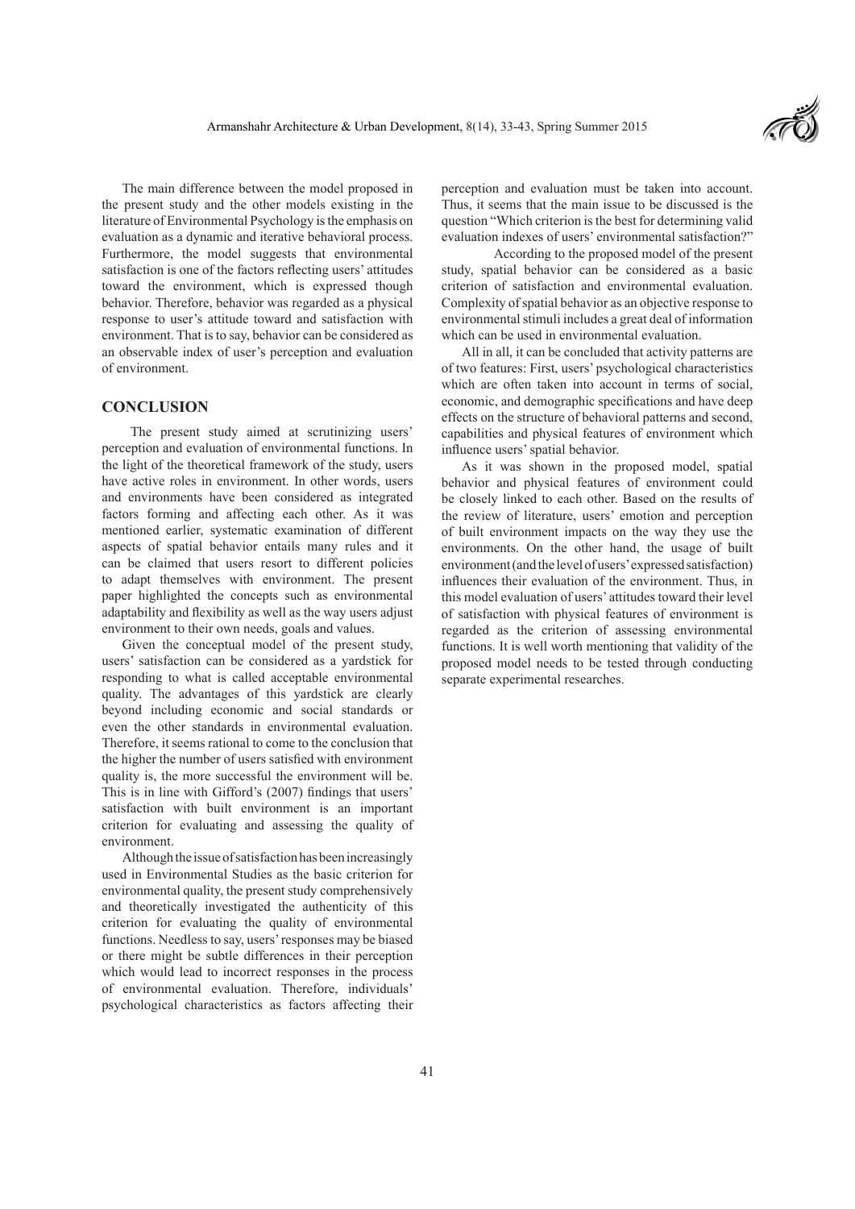The main difference between the model proposed in the present study and the other models existing in the literature of Environmental Psychology is the emphasis on evaluation as a dynamic and iterative behavioral process. Furthermore, the model suggests that environmental satisfaction is one of the factors reflecting users' attitudes toward the environment, which is expressed though behavior. Therefore, behavior was regarded as a physical response to user's attitude toward and satisfaction with environment. That is to say, behavior can be considered as an observable index of user's perception and evaluation of environment.

## CONCLUSION

The present study aimed at scrutinizing users' perception and evaluation of environmental functions. In the light of the theoretical framework of the study, users have active roles in environment. In other words, users and environments have been considered as integrated factors forming and affecting each other. As it was mentioned earlier, systematic examination of different aspects of spatial behavior entails many rules and it can be claimed that users resort to different policies to adapt themselves with environment. The present paper highlighted the concepts such as environmental adaptability and flexibility as well as the way users adjust environment to their own needs, goals and values.

Given the conceptual model of the present study, users' satisfaction can be considered as a yardstick for responding to what is called acceptable environmental quality. The advantages of this yardstick are clearly beyond including economic and social standards or even the other standards in environmental evaluation. Therefore, it seems rational to come to the conclusion that the higher the number of users satisfied with environment quality is, the more successful the environment will be. This is in line with Gifford's (2007) findings that users' satisfaction with built environment is an important criterion for evaluating and assessing the quality of environment.

Although the issue of satisfaction has been increasingly used in Environmental Studies as the basic criterion for environmental quality, the present study comprehensively and theoretically investigated the authenticity of this criterion for evaluating the quality of environmental functions. Needless to say, users' responses may be biased or there might be subtle differences in their perception which would lead to incorrect responses in the process of environmental evaluation. Therefore, individuals' psychological characteristics as factors affecting their perception and evaluation must be taken into account. Thus, it seems that the main issue to be discussed is the question "Which criterion is the best for determining valid evaluation indexes of users' environmental satisfaction?"

According to the proposed model of the present study, spatial behavior can be considered as a basic criterion of satisfaction and environmental evaluation. Complexity of spatial behavior as an objective response to environmental stimuli includes a great deal of information which can be used in environmental evaluation.

All in all, it can be concluded that activity patterns are of two features: First, users' psychological characteristics which are often taken into account in terms of social, economic, and demographic specifications and have deep effects on the structure of behavioral patterns and second, capabilities and physical features of environment which influence users' spatial behavior.

As it was shown in the proposed model, spatial behavior and physical features of environment could be closely linked to each other. Based on the results of the review of literature, users' emotion and perception of built environment impacts on the way they use the environments. On the other hand, the usage of built environment (and the level of users' expressed satisfaction) influences their evaluation of the environment. Thus, in this model evaluation of users' attitudes toward their level of satisfaction with physical features of environment is regarded as the criterion of assessing environmental functions. It is well worth mentioning that validity of the proposed model needs to be tested through conducting separate experimental researches.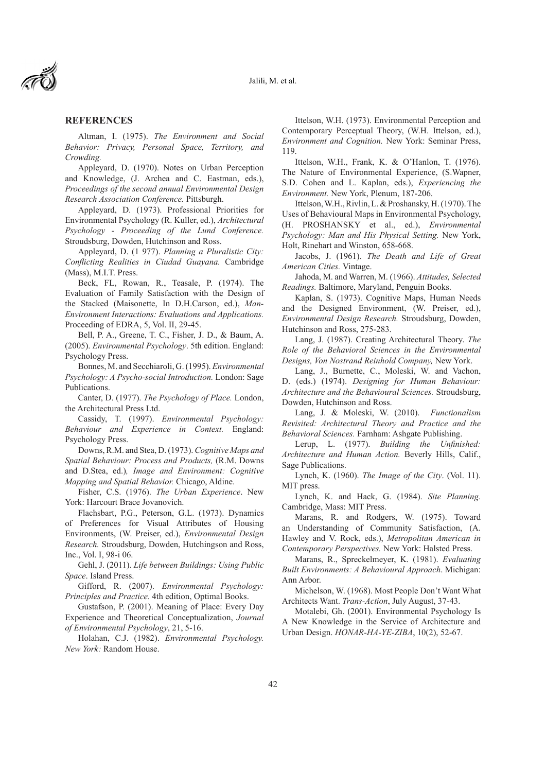## REFERENCES

Altman, I. (1975). *The Environment and Social Behavior: Privacy, Personal Space, Territory, and Crowding.*

Appleyard, D. (1970). Notes on Urban Perception and Knowledge, (J. Archea and C. Eastman, eds.), *Proceedings of the second annual Environmental Design Research Association Conference.* Pittsburgh.

Appleyard, D. (1973). Professional Priorities for Environmental Psychology (R. Kuller, ed.), *Architectural Psychology - Proceeding of the Lund Conference.* Stroudsburg, Dowden, Hutchinson and Ross.

Appleyard, D. (1 977). *Planning a Pluralistic City: Conflicting Realities in Ciudad Guayana.* Cambridge (Mass), M.I.T. Press.

Beck, FL, Rowan, R., Teasale, P. (1974). The Evaluation of Family Satisfaction with the Design of the Stacked (Maisonette, In D.H.Carson, ed.), *Man-Environment Interactions: Evaluations and Applications.* Proceeding of EDRA, 5, Vol. II, 29-45.

Bell, P. A., Greene, T. C., Fisher, J. D., & Baum, A. (2005). *Environmental Psychology*. 5th edition. England: Psychology Press.

Bonnes, M. and Secchiaroli, G. (1995). *Environmental Psychology: A Psycho-social Introduction.* London: Sage Publications.

Canter, D. (1977). *The Psychology of Place.* London, the Architectural Press Ltd.

Cassidy, T. (1997). *Environmental Psychology: Behaviour and Experience in Context.* England: Psychology Press.

Downs, R.M. and Stea, D. (1973). *Cognitive Maps and Spatial Behaviour: Process and Products,* (R.M. Downs and D.Stea, ed.)*, Image and Environment: Cognitive Mapping and Spatial Behavior.* Chicago, Aldine.

Fisher, C.S. (1976). *The Urban Experience*. New York: Harcourt Brace Jovanovich.

Flachsbart, P.G., Peterson, G.L. (1973). Dynamics of Preferences for Visual Attributes of Housing Environments, (W. Preiser, ed.), *Environmental Design Research.* Stroudsburg, Dowden, Hutchingson and Ross, Inc., Vol. I, 98-i 06.

Gehl, J. (2011). *Life between Buildings: Using Public Space*. Island Press.

Gifford, R. (2007). *Environmental Psychology: Principles and Practice.* 4th edition, Optimal Books.

Gustafson, P. (2001). Meaning of Place: Every Day Experience and Theoretical Conceptualization, *Journal of Environmental Psychology*, 21, 5-16.

Holahan, C.J. (1982). *Environmental Psychology. New York:* Random House.

Ittelson, W.H. (1973). Environmental Perception and Contemporary Perceptual Theory, (W.H. Ittelson, ed.), *Environment and Cognition.* New York: Seminar Press, 119.

Ittelson, W.H., Frank, K. & O'Hanlon, T. (1976). The Nature of Environmental Experience, (S.Wapner, S.D. Cohen and L. Kaplan, eds.), *Experiencing the Environment.* New York, Plenum, 187-206.

Ittelson, W.H., Rivlin, L. & Proshansky, H. (1970). The Uses of Behavioural Maps in Environmental Psychology, (H. PROSHANSKY et al., ed.), *Environmental Psychology: Man and His Physical Setting.* New York, Holt, Rinehart and Winston, 658-668.

Jacobs, J. (1961). *The Death and Life of Great American Cities.* Vintage.

Jahoda, M. and Warren, M. (1966). *Attitudes, Selected Readings.* Baltimore, Maryland, Penguin Books.

Kaplan, S. (1973). Cognitive Maps, Human Needs and the Designed Environment, (W. Preiser, ed.), *Environmental Design Research.* Stroudsburg, Dowden, Hutchinson and Ross, 275-283.

Lang, J. (1987). Creating Architectural Theory. *The Role of the Behavioral Sciences in the Environmental Designs, Von Nostrand Reinhold Company,* New York.

Lang, J., Burnette, C., Moleski, W. and Vachon, D. (eds.) (1974). *Designing for Human Behaviour: Architecture and the Behavioural Sciences.* Stroudsburg, Dowden, Hutchinson and Ross.

Lang, J. & Moleski, W. (2010). *Functionalism Revisited: Architectural Theory and Practice and the Behavioral Sciences.* Farnham: Ashgate Publishing.

Lerup, L. (1977). *Building the Unfinished: Architecture and Human Action.* Beverly Hills, Calif., Sage Publications.

Lynch, K. (1960). *The Image of the City*. (Vol. 11). MIT press.

Lynch, K. and Hack, G. (1984). *Site Planning.* Cambridge, Mass: MIT Press.

Marans, R. and Rodgers, W. (1975). Toward an Understanding of Community Satisfaction, (A. Hawley and V. Rock, eds.), *Metropolitan American in Contemporary Perspectives.* New York: Halsted Press.

Marans, R., Spreckelmeyer, K. (1981). *Evaluating Built Environments: A Behavioural Approach*. Michigan: Ann Arbor.

Michelson, W. (1968). Most People Don't Want What Architects Want. *Trans-Action*, July August, 37-43.

Motalebi, Gh. (2001). Environmental Psychology Is A New Knowledge in the Service of Architecture and Urban Design. *HONAR-HA-YE-ZIBA*, 10(2), 52-67.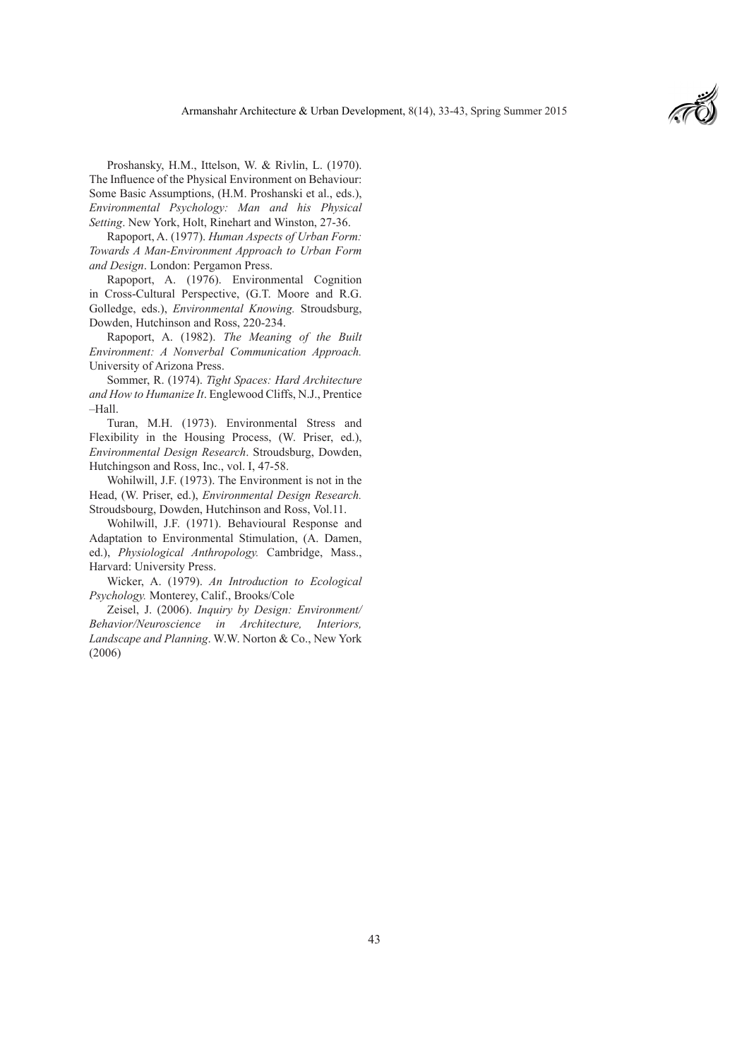Proshansky, H.M., Ittelson, W. & Rivlin, L. (1970). The Influence of the Physical Environment on Behaviour: Some Basic Assumptions, (H.M. Proshanski et al., eds.), *Environmental Psychology: Man and his Physical Setting*. New York, Holt, Rinehart and Winston, 27-36.

Rapoport, A. (1977). *Human Aspects of Urban Form: Towards A Man-Environment Approach to Urban Form and Design*. London: Pergamon Press.

Rapoport, A. (1976). Environmental Cognition in Cross-Cultural Perspective, (G.T. Moore and R.G. Golledge, eds.), *Environmental Knowing.* Stroudsburg, Dowden, Hutchinson and Ross, 220-234.

Rapoport, A. (1982). *The Meaning of the Built Environment: A Nonverbal Communication Approach.* University of Arizona Press.

Sommer, R. (1974). *Tight Spaces: Hard Architecture and How to Humanize It*. Englewood Cliffs, N.J., Prentice –Hall.

Turan, M.H. (1973). Environmental Stress and Flexibility in the Housing Process, (W. Priser, ed.), *Environmental Design Research*. Stroudsburg, Dowden, Hutchingson and Ross, Inc., vol. I, 47-58.

Wohilwill, J.F. (1973). The Environment is not in the Head, (W. Priser, ed.), *Environmental Design Research.* Stroudsbourg, Dowden, Hutchinson and Ross, Vol.11.

Wohilwill, J.F. (1971). Behavioural Response and Adaptation to Environmental Stimulation, (A. Damen, ed.), *Physiological Anthropology.* Cambridge, Mass., Harvard: University Press.

Wicker, A. (1979). *An Introduction to Ecological Psychology.* Monterey, Calif., Brooks/Cole

Zeisel, J. (2006). *Inquiry by Design: Environment/ Behavior/Neuroscience in Architecture, Interiors, Landscape and Planning*. W.W. Norton & Co., New York (2006)